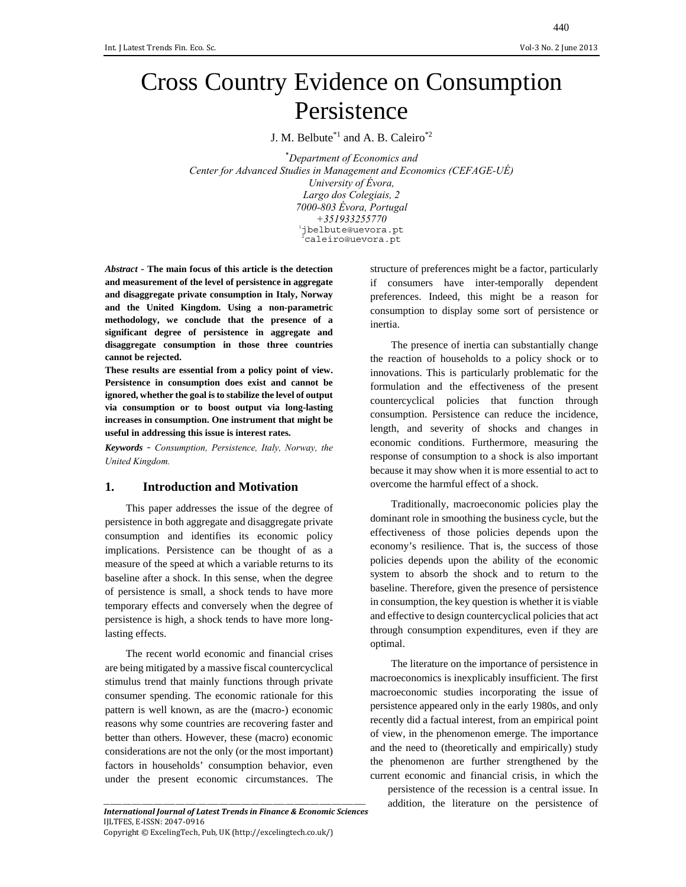# Cross Country Evidence on Consumption Persistence

J. M. Belbute[*1] and A. B. Caleiro[*2]

[*]*Department of Economics and*
*Center for Advanced Studies in Management and Economics (CEFAGE-UÉ)*
*University of Évora,*
*Largo dos Colegiais, 2*
*7000-803 Évora, Portugal*
*+351933255770*
[1]jbelbute@uevora.pt
[2]caleiro@uevora.pt

***Abstract* - The main focus of this article is the detection and measurement of the level of persistence in aggregate and disaggregate private consumption in Italy, Norway and the United Kingdom. Using a non-parametric methodology, we conclude that the presence of a significant degree of persistence in aggregate and disaggregate consumption in those three countries cannot be rejected.**

**These results are essential from a policy point of view. Persistence in consumption does exist and cannot be ignored, whether the goal is to stabilize the level of output via consumption or to boost output via long-lasting increases in consumption. One instrument that might be useful in addressing this issue is interest rates.**

***Keywords*** - *Consumption, Persistence, Italy, Norway, the United Kingdom.*

## 1. Introduction and Motivation

This paper addresses the issue of the degree of persistence in both aggregate and disaggregate private consumption and identifies its economic policy implications. Persistence can be thought of as a measure of the speed at which a variable returns to its baseline after a shock. In this sense, when the degree of persistence is small, a shock tends to have more temporary effects and conversely when the degree of persistence is high, a shock tends to have more long-lasting effects.

The recent world economic and financial crises are being mitigated by a massive fiscal countercyclical stimulus trend that mainly functions through private consumer spending. The economic rationale for this pattern is well known, as are the (macro-) economic reasons why some countries are recovering faster and better than others. However, these (macro) economic considerations are not the only (or the most important) factors in households' consumption behavior, even under the present economic circumstances. The structure of preferences might be a factor, particularly if consumers have inter-temporally dependent preferences. Indeed, this might be a reason for consumption to display some sort of persistence or inertia.

The presence of inertia can substantially change the reaction of households to a policy shock or to innovations. This is particularly problematic for the formulation and the effectiveness of the present countercyclical policies that function through consumption. Persistence can reduce the incidence, length, and severity of shocks and changes in economic conditions. Furthermore, measuring the response of consumption to a shock is also important because it may show when it is more essential to act to overcome the harmful effect of a shock.

Traditionally, macroeconomic policies play the dominant role in smoothing the business cycle, but the effectiveness of those policies depends upon the economy's resilience. That is, the success of those policies depends upon the ability of the economic system to absorb the shock and to return to the baseline. Therefore, given the presence of persistence in consumption, the key question is whether it is viable and effective to design countercyclical policies that act through consumption expenditures, even if they are optimal.

The literature on the importance of persistence in macroeconomics is inexplicably insufficient. The first macroeconomic studies incorporating the issue of persistence appeared only in the early 1980s, and only recently did a factual interest, from an empirical point of view, in the phenomenon emerge. The importance and the need to (theoretically and empirically) study the phenomenon are further strengthened by the current economic and financial crisis, in which the persistence of the recession is a central issue. In addition, the literature on the persistence of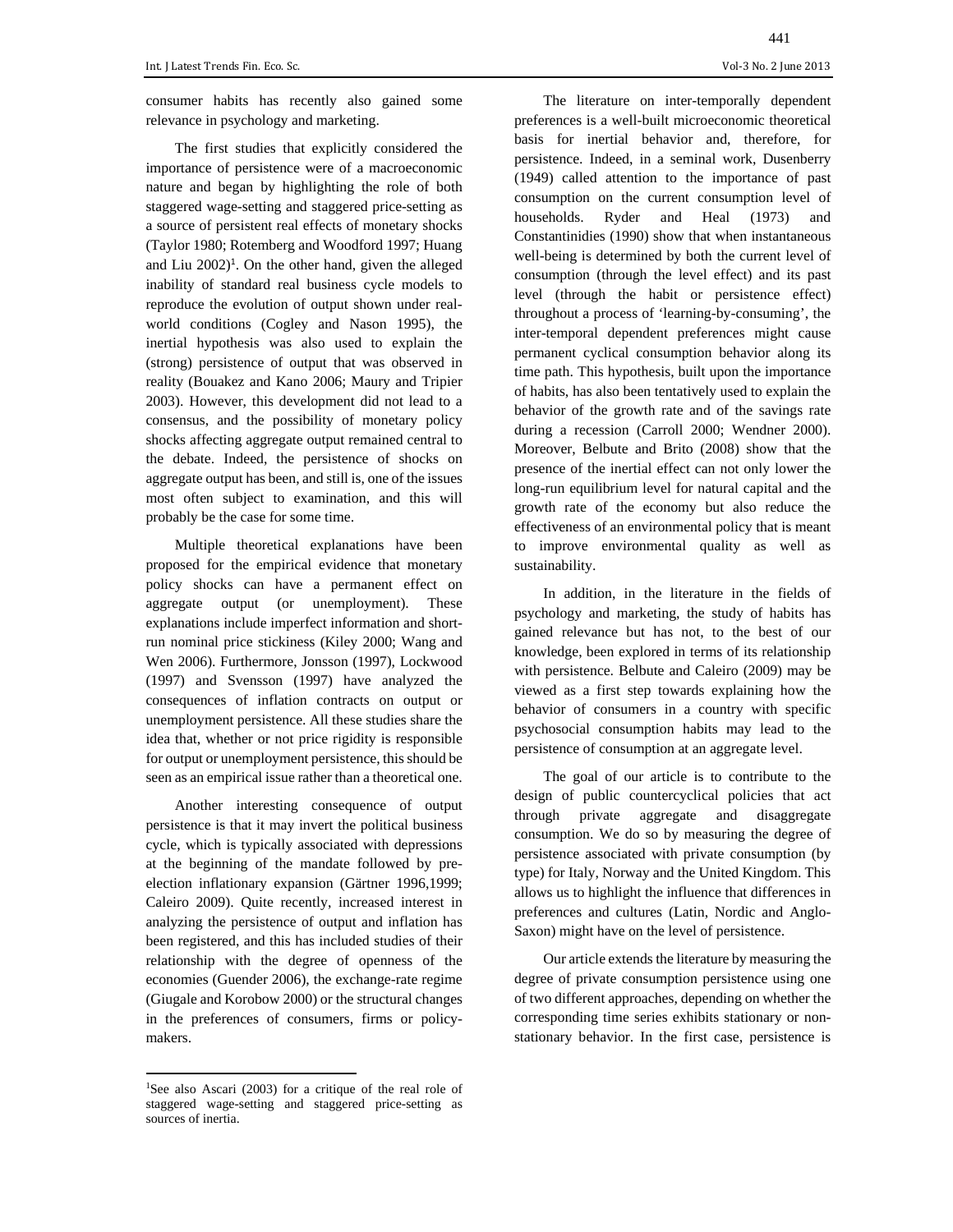consumer habits has recently also gained some relevance in psychology and marketing.

The first studies that explicitly considered the importance of persistence were of a macroeconomic nature and began by highlighting the role of both staggered wage-setting and staggered price-setting as a source of persistent real effects of monetary shocks (Taylor 1980; Rotemberg and Woodford 1997; Huang and Liu 2002)[1]. On the other hand, given the alleged inability of standard real business cycle models to reproduce the evolution of output shown under real-world conditions (Cogley and Nason 1995), the inertial hypothesis was also used to explain the (strong) persistence of output that was observed in reality (Bouakez and Kano 2006; Maury and Tripier 2003). However, this development did not lead to a consensus, and the possibility of monetary policy shocks affecting aggregate output remained central to the debate. Indeed, the persistence of shocks on aggregate output has been, and still is, one of the issues most often subject to examination, and this will probably be the case for some time.

Multiple theoretical explanations have been proposed for the empirical evidence that monetary policy shocks can have a permanent effect on aggregate output (or unemployment). These explanations include imperfect information and short-run nominal price stickiness (Kiley 2000; Wang and Wen 2006). Furthermore, Jonsson (1997), Lockwood (1997) and Svensson (1997) have analyzed the consequences of inflation contracts on output or unemployment persistence. All these studies share the idea that, whether or not price rigidity is responsible for output or unemployment persistence, this should be seen as an empirical issue rather than a theoretical one.

Another interesting consequence of output persistence is that it may invert the political business cycle, which is typically associated with depressions at the beginning of the mandate followed by pre-election inflationary expansion (Gärtner 1996,1999; Caleiro 2009). Quite recently, increased interest in analyzing the persistence of output and inflation has been registered, and this has included studies of their relationship with the degree of openness of the economies (Guender 2006), the exchange-rate regime (Giugale and Korobow 2000) or the structural changes in the preferences of consumers, firms or policy-makers.

[1]See also Ascari (2003) for a critique of the real role of staggered wage-setting and staggered price-setting as sources of inertia.

The literature on inter-temporally dependent preferences is a well-built microeconomic theoretical basis for inertial behavior and, therefore, for persistence. Indeed, in a seminal work, Dusenberry (1949) called attention to the importance of past consumption on the current consumption level of households. Ryder and Heal (1973) and Constantinidies (1990) show that when instantaneous well-being is determined by both the current level of consumption (through the level effect) and its past level (through the habit or persistence effect) throughout a process of 'learning-by-consuming', the inter-temporal dependent preferences might cause permanent cyclical consumption behavior along its time path. This hypothesis, built upon the importance of habits, has also been tentatively used to explain the behavior of the growth rate and of the savings rate during a recession (Carroll 2000; Wendner 2000). Moreover, Belbute and Brito (2008) show that the presence of the inertial effect can not only lower the long-run equilibrium level for natural capital and the growth rate of the economy but also reduce the effectiveness of an environmental policy that is meant to improve environmental quality as well as sustainability.

In addition, in the literature in the fields of psychology and marketing, the study of habits has gained relevance but has not, to the best of our knowledge, been explored in terms of its relationship with persistence. Belbute and Caleiro (2009) may be viewed as a first step towards explaining how the behavior of consumers in a country with specific psychosocial consumption habits may lead to the persistence of consumption at an aggregate level.

The goal of our article is to contribute to the design of public countercyclical policies that act through private aggregate and disaggregate consumption. We do so by measuring the degree of persistence associated with private consumption (by type) for Italy, Norway and the United Kingdom. This allows us to highlight the influence that differences in preferences and cultures (Latin, Nordic and Anglo-Saxon) might have on the level of persistence.

Our article extends the literature by measuring the degree of private consumption persistence using one of two different approaches, depending on whether the corresponding time series exhibits stationary or non-stationary behavior. In the first case, persistence is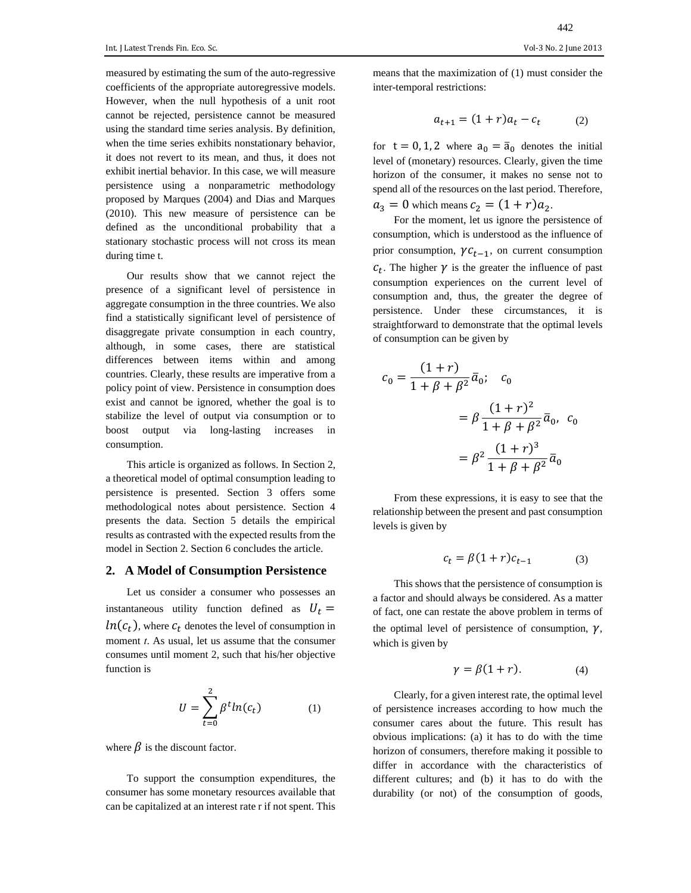measured by estimating the sum of the auto-regressive coefficients of the appropriate autoregressive models. However, when the null hypothesis of a unit root cannot be rejected, persistence cannot be measured using the standard time series analysis. By definition, when the time series exhibits nonstationary behavior, it does not revert to its mean, and thus, it does not exhibit inertial behavior. In this case, we will measure persistence using a nonparametric methodology proposed by Marques (2004) and Dias and Marques (2010). This new measure of persistence can be defined as the unconditional probability that a stationary stochastic process will not cross its mean during time t.

Our results show that we cannot reject the presence of a significant level of persistence in aggregate consumption in the three countries. We also find a statistically significant level of persistence of disaggregate private consumption in each country, although, in some cases, there are statistical differences between items within and among countries. Clearly, these results are imperative from a policy point of view. Persistence in consumption does exist and cannot be ignored, whether the goal is to stabilize the level of output via consumption or to boost output via long-lasting increases in consumption.

This article is organized as follows. In Section 2, a theoretical model of optimal consumption leading to persistence is presented. Section 3 offers some methodological notes about persistence. Section 4 presents the data. Section 5 details the empirical results as contrasted with the expected results from the model in Section 2. Section 6 concludes the article.

## 2. A Model of Consumption Persistence

Let us consider a consumer who possesses an instantaneous utility function defined as $U_t = ln(c_t)$, where $c_t$ denotes the level of consumption in moment *t*. As usual, let us assume that the consumer consumes until moment 2, such that his/her objective function is

$$U = \sum_{t=0}^{2} \beta^t ln(c_t) \qquad (1)$$

where $\beta$ is the discount factor.

To support the consumption expenditures, the consumer has some monetary resources available that can be capitalized at an interest rate r if not spent. This means that the maximization of (1) must consider the inter-temporal restrictions:

$$a_{t+1} = (1+r)a_t - c_t \qquad (2)$$

for $t = 0, 1, 2$ where $a_0 = \bar{a}_0$ denotes the initial level of (monetary) resources. Clearly, given the time horizon of the consumer, it makes no sense not to spend all of the resources on the last period. Therefore, $a_3 = 0$ which means $c_2 = (1+r)a_2$.

For the moment, let us ignore the persistence of consumption, which is understood as the influence of prior consumption, $\gamma c_{t-1}$, on current consumption $c_t$. The higher $\gamma$ is the greater the influence of past consumption experiences on the current level of consumption and, thus, the greater the degree of persistence. Under these circumstances, it is straightforward to demonstrate that the optimal levels of consumption can be given by

$$c_0 = \frac{(1+r)}{1+\beta+\beta^2}\bar{a}_0; \quad c_0 = \beta\frac{(1+r)^2}{1+\beta+\beta^2}\bar{a}_0, \ c_0 = \beta^2\frac{(1+r)^3}{1+\beta+\beta^2}\bar{a}_0$$

From these expressions, it is easy to see that the relationship between the present and past consumption levels is given by

$$c_t = \beta(1+r)c_{t-1} \qquad (3)$$

This shows that the persistence of consumption is a factor and should always be considered. As a matter of fact, one can restate the above problem in terms of the optimal level of persistence of consumption, $\gamma$, which is given by

$$\gamma = \beta(1+r). \qquad (4)$$

Clearly, for a given interest rate, the optimal level of persistence increases according to how much the consumer cares about the future. This result has obvious implications: (a) it has to do with the time horizon of consumers, therefore making it possible to differ in accordance with the characteristics of different cultures; and (b) it has to do with the durability (or not) of the consumption of goods,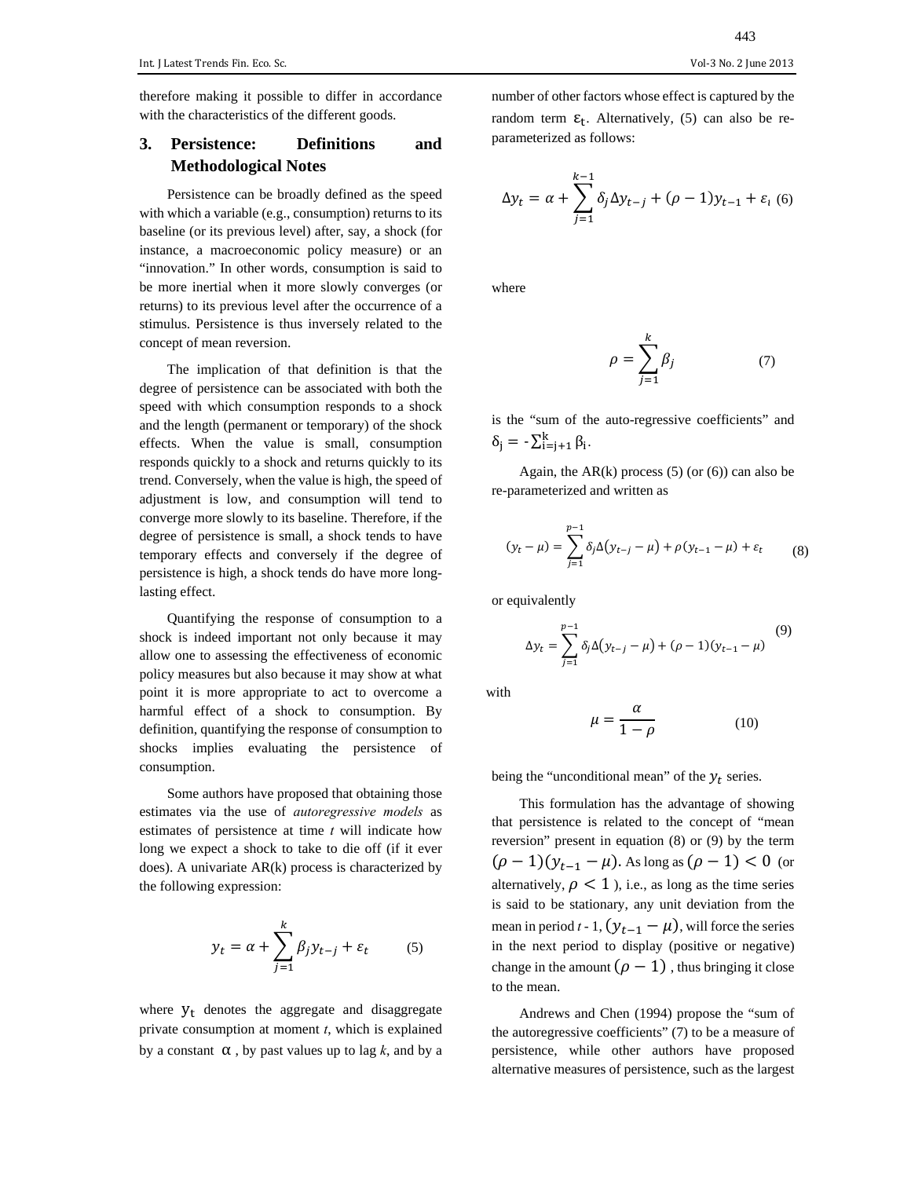therefore making it possible to differ in accordance with the characteristics of the different goods.

## 3. Persistence: Definitions and Methodological Notes

Persistence can be broadly defined as the speed with which a variable (e.g., consumption) returns to its baseline (or its previous level) after, say, a shock (for instance, a macroeconomic policy measure) or an "innovation." In other words, consumption is said to be more inertial when it more slowly converges (or returns) to its previous level after the occurrence of a stimulus. Persistence is thus inversely related to the concept of mean reversion.

The implication of that definition is that the degree of persistence can be associated with both the speed with which consumption responds to a shock and the length (permanent or temporary) of the shock effects. When the value is small, consumption responds quickly to a shock and returns quickly to its trend. Conversely, when the value is high, the speed of adjustment is low, and consumption will tend to converge more slowly to its baseline. Therefore, if the degree of persistence is small, a shock tends to have temporary effects and conversely if the degree of persistence is high, a shock tends do have more long-lasting effect.

Quantifying the response of consumption to a shock is indeed important not only because it may allow one to assessing the effectiveness of economic policy measures but also because it may show at what point it is more appropriate to act to overcome a harmful effect of a shock to consumption. By definition, quantifying the response of consumption to shocks implies evaluating the persistence of consumption.

Some authors have proposed that obtaining those estimates via the use of *autoregressive models* as estimates of persistence at time *t* will indicate how long we expect a shock to take to die off (if it ever does). A univariate AR(k) process is characterized by the following expression:

$$y_t = \alpha + \sum_{j=1}^{k} \beta_j y_{t-j} + \varepsilon_t \qquad (5)$$

where $y_t$ denotes the aggregate and disaggregate private consumption at moment *t*, which is explained by a constant $\alpha$, by past values up to lag *k*, and by a number of other factors whose effect is captured by the random term $\varepsilon_t$. Alternatively, (5) can also be re-parameterized as follows:

$$\Delta y_t = \alpha + \sum_{j=1}^{k-1} \delta_j \Delta y_{t-j} + (\rho - 1) y_{t-1} + \varepsilon_t \qquad (6)$$

where

$$\rho = \sum_{j=1}^{k} \beta_j \qquad (7)$$

is the "sum of the auto-regressive coefficients" and $\delta_j = -\sum_{i=j+1}^{k} \beta_i$.

Again, the AR(k) process (5) (or (6)) can also be re-parameterized and written as

$$(y_t - \mu) = \sum_{j=1}^{p-1} \delta_j \Delta(y_{t-j} - \mu) + \rho (y_{t-1} - \mu) + \varepsilon_t \qquad (8)$$

or equivalently

$$\Delta y_t = \sum_{j=1}^{p-1} \delta_j \Delta(y_{t-j} - \mu) + (\rho - 1)(y_{t-1} - \mu) \qquad (9)$$

with

$$\mu = \frac{\alpha}{1 - \rho} \qquad (10)$$

being the "unconditional mean" of the $y_t$ series.

This formulation has the advantage of showing that persistence is related to the concept of "mean reversion" present in equation (8) or (9) by the term $(\rho - 1)(y_{t-1} - \mu)$. As long as $(\rho - 1) < 0$ (or alternatively, $\rho < 1$), i.e., as long as the time series is said to be stationary, any unit deviation from the mean in period *t* - 1, $(y_{t-1} - \mu)$, will force the series in the next period to display (positive or negative) change in the amount $(\rho - 1)$, thus bringing it close to the mean.

Andrews and Chen (1994) propose the "sum of the autoregressive coefficients" (7) to be a measure of persistence, while other authors have proposed alternative measures of persistence, such as the largest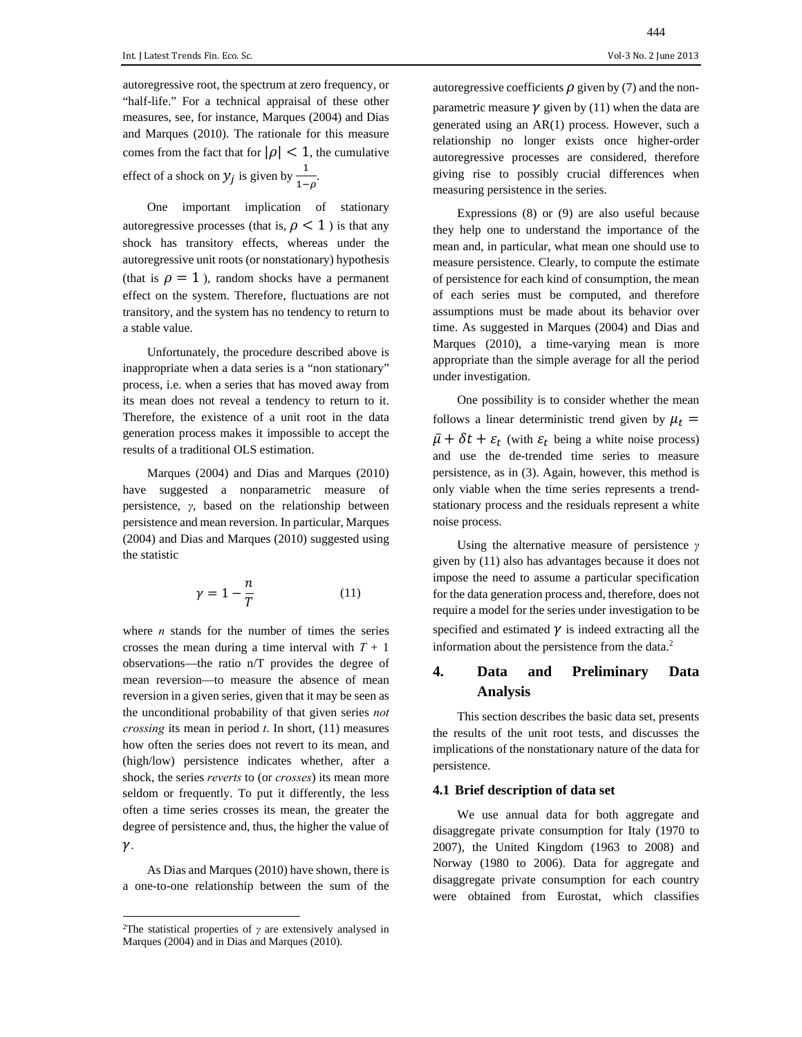autoregressive root, the spectrum at zero frequency, or "half-life." For a technical appraisal of these other measures, see, for instance, Marques (2004) and Dias and Marques (2010). The rationale for this measure comes from the fact that for $|\rho| < 1$, the cumulative effect of a shock on $y_j$ is given by $\frac{1}{1-\rho}$.

One important implication of stationary autoregressive processes (that is, $\rho < 1$ ) is that any shock has transitory effects, whereas under the autoregressive unit roots (or nonstationary) hypothesis (that is $\rho = 1$ ), random shocks have a permanent effect on the system. Therefore, fluctuations are not transitory, and the system has no tendency to return to a stable value.

Unfortunately, the procedure described above is inappropriate when a data series is a "non stationary" process, i.e. when a series that has moved away from its mean does not reveal a tendency to return to it. Therefore, the existence of a unit root in the data generation process makes it impossible to accept the results of a traditional OLS estimation.

Marques (2004) and Dias and Marques (2010) have suggested a nonparametric measure of persistence, $\gamma$, based on the relationship between persistence and mean reversion. In particular, Marques (2004) and Dias and Marques (2010) suggested using the statistic

$$\gamma = 1 - \frac{n}{T} \qquad (11)$$

where $n$ stands for the number of times the series crosses the mean during a time interval with $T + 1$ observations—the ratio n/T provides the degree of mean reversion—to measure the absence of mean reversion in a given series, given that it may be seen as the unconditional probability of that given series *not crossing* its mean in period $t$. In short, (11) measures how often the series does not revert to its mean, and (high/low) persistence indicates whether, after a shock, the series *reverts* to (or *crosses*) its mean more seldom or frequently. To put it differently, the less often a time series crosses its mean, the greater the degree of persistence and, thus, the higher the value of $\gamma$.

As Dias and Marques (2010) have shown, there is a one-to-one relationship between the sum of the autoregressive coefficients $\rho$ given by (7) and the non-parametric measure $\gamma$ given by (11) when the data are generated using an AR(1) process. However, such a relationship no longer exists once higher-order autoregressive processes are considered, therefore giving rise to possibly crucial differences when measuring persistence in the series.

Expressions (8) or (9) are also useful because they help one to understand the importance of the mean and, in particular, what mean one should use to measure persistence. Clearly, to compute the estimate of persistence for each kind of consumption, the mean of each series must be computed, and therefore assumptions must be made about its behavior over time. As suggested in Marques (2004) and Dias and Marques (2010), a time-varying mean is more appropriate than the simple average for all the period under investigation.

One possibility is to consider whether the mean follows a linear deterministic trend given by $\mu_t = \bar{\mu} + \delta t + \varepsilon_t$ (with $\varepsilon_t$ being a white noise process) and use the de-trended time series to measure persistence, as in (3). Again, however, this method is only viable when the time series represents a trend-stationary process and the residuals represent a white noise process.

Using the alternative measure of persistence $\gamma$ given by (11) also has advantages because it does not impose the need to assume a particular specification for the data generation process and, therefore, does not require a model for the series under investigation to be specified and estimated $\gamma$ is indeed extracting all the information about the persistence from the data.[2]

## 4. Data and Preliminary Data Analysis

This section describes the basic data set, presents the results of the unit root tests, and discusses the implications of the nonstationary nature of the data for persistence.

### 4.1 Brief description of data set

We use annual data for both aggregate and disaggregate private consumption for Italy (1970 to 2007), the United Kingdom (1963 to 2008) and Norway (1980 to 2006). Data for aggregate and disaggregate private consumption for each country were obtained from Eurostat, which classifies

[2]The statistical properties of $\gamma$ are extensively analysed in Marques (2004) and in Dias and Marques (2010).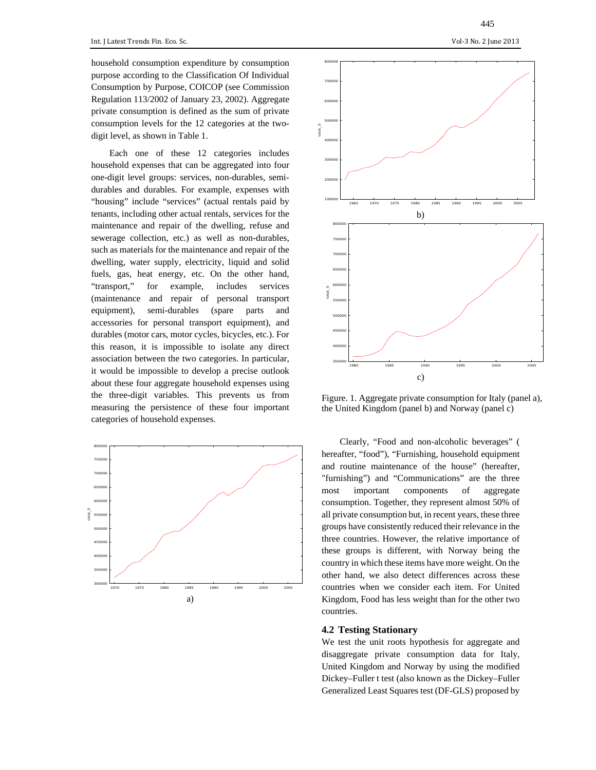household consumption expenditure by consumption purpose according to the Classification Of Individual Consumption by Purpose, COICOP (see Commission Regulation 113/2002 of January 23, 2002). Aggregate private consumption is defined as the sum of private consumption levels for the 12 categories at the two-digit level, as shown in Table 1.

Each one of these 12 categories includes household expenses that can be aggregated into four one-digit level groups: services, non-durables, semi-durables and durables. For example, expenses with "housing" include "services" (actual rentals paid by tenants, including other actual rentals, services for the maintenance and repair of the dwelling, refuse and sewerage collection, etc.) as well as non-durables, such as materials for the maintenance and repair of the dwelling, water supply, electricity, liquid and solid fuels, gas, heat energy, etc. On the other hand, "transport," for example, includes services (maintenance and repair of personal transport equipment), semi-durables (spare parts and accessories for personal transport equipment), and durables (motor cars, motor cycles, bicycles, etc.). For this reason, it is impossible to isolate any direct association between the two categories. In particular, it would be impossible to develop a precise outlook about these four aggregate household expenses using the three-digit variables. This prevents us from measuring the persistence of these four important categories of household expenses.

total_0
800000
750000
700000
650000
600000
550000
500000
450000
400000
350000
300000
1970 1975 1980 1985 1990 1995 2000 2005

a)

total_0
800000
700000
600000
500000
400000
300000
200000
100000
1965 1970 1975 1980 1985 1990 1995 2000 2005

b)

total_0
800000
750000
700000
650000
600000
550000
500000
450000
400000
350000
1980 1985 1990 1995 2000 2005

c)

Figure. 1. Aggregate private consumption for Italy (panel a), the United Kingdom (panel b) and Norway (panel c)

Clearly, "Food and non-alcoholic beverages" ( hereafter, "food"), "Furnishing, household equipment and routine maintenance of the house" (hereafter, "furnishing") and "Communications" are the three most important components of aggregate consumption. Together, they represent almost 50% of all private consumption but, in recent years, these three groups have consistently reduced their relevance in the three countries. However, the relative importance of these groups is different, with Norway being the country in which these items have more weight. On the other hand, we also detect differences across these countries when we consider each item. For United Kingdom, Food has less weight than for the other two countries.

### 4.2 Testing Stationary

We test the unit roots hypothesis for aggregate and disaggregate private consumption data for Italy, United Kingdom and Norway by using the modified Dickey–Fuller t test (also known as the Dickey–Fuller Generalized Least Squares test (DF-GLS) proposed by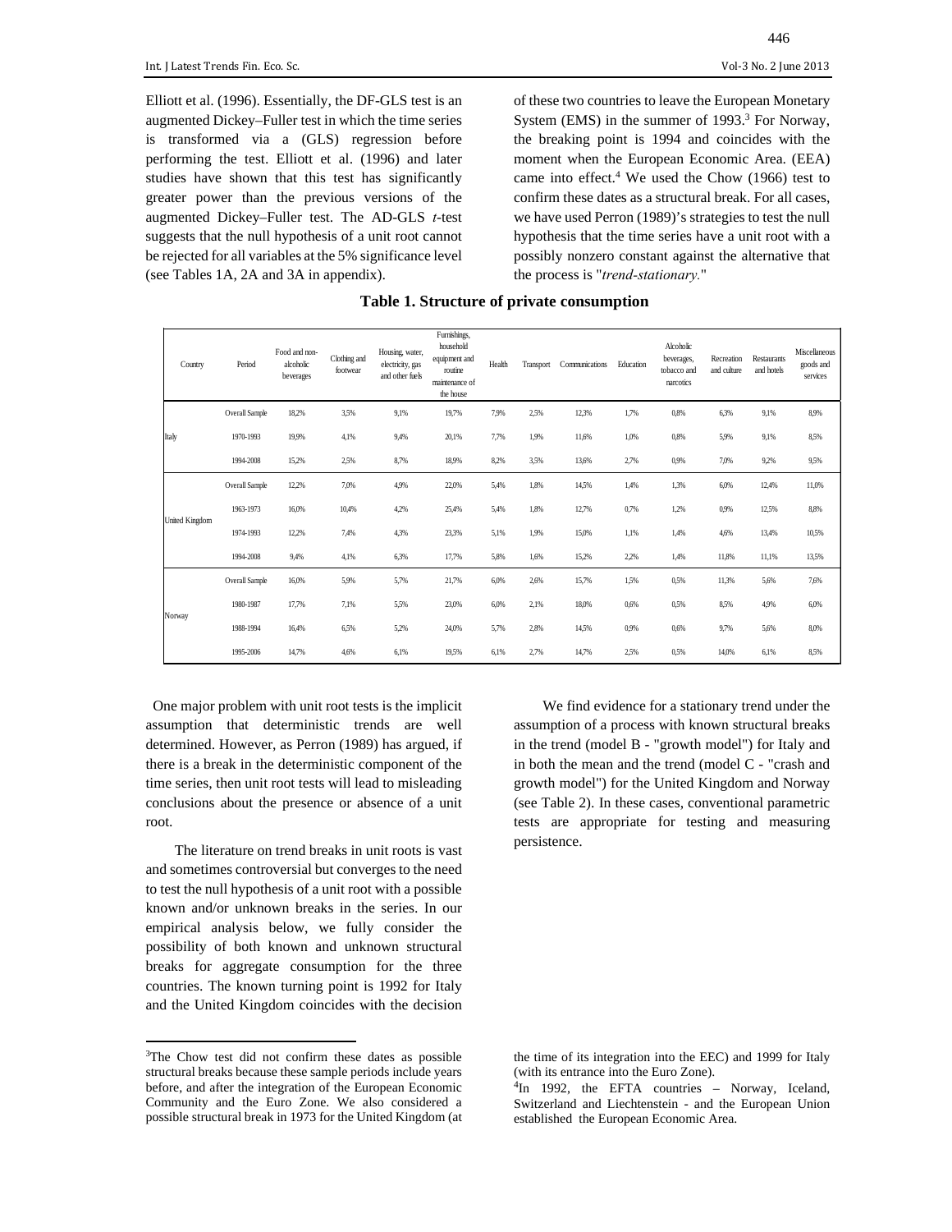Elliott et al. (1996). Essentially, the DF-GLS test is an augmented Dickey–Fuller test in which the time series is transformed via a (GLS) regression before performing the test. Elliott et al. (1996) and later studies have shown that this test has significantly greater power than the previous versions of the augmented Dickey–Fuller test. The AD-GLS *t*-test suggests that the null hypothesis of a unit root cannot be rejected for all variables at the 5% significance level (see Tables 1A, 2A and 3A in appendix).

**Table 1. Structure of private consumption**

| Country | Period | Food and non-alcoholic beverages | Clothing and footwear | Housing, water, electricity, gas and other fuels | Furnishings, household equipment and routine maintenance of the house | Health | Transport | Communications | Education | Alcoholic beverages, tobacco and narcotics | Recreation and culture | Restaurants and hotels | Miscellaneous goods and services |
|---|---|---|---|---|---|---|---|---|---|---|---|---|---|
| Italy | Overall Sample | 18,2% | 3,5% | 9,1% | 19,7% | 7,9% | 2,5% | 12,3% | 1,7% | 0,8% | 6,3% | 9,1% | 8,9% |
| | 1970-1993 | 19,9% | 4,1% | 9,4% | 20,1% | 7,7% | 1,9% | 11,6% | 1,0% | 0,8% | 5,9% | 9,1% | 8,5% |
| | 1994-2008 | 15,2% | 2,5% | 8,7% | 18,9% | 8,2% | 3,5% | 13,6% | 2,7% | 0,9% | 7,0% | 9,2% | 9,5% |
| United Kingdom | Overall Sample | 12,2% | 7,0% | 4,9% | 22,0% | 5,4% | 1,8% | 14,5% | 1,4% | 1,3% | 6,0% | 12,4% | 11,0% |
| | 1963-1973 | 16,0% | 10,4% | 4,2% | 25,4% | 5,4% | 1,8% | 12,7% | 0,7% | 1,2% | 0,9% | 12,5% | 8,8% |
| | 1974-1993 | 12,2% | 7,4% | 4,3% | 23,3% | 5,1% | 1,9% | 15,0% | 1,1% | 1,4% | 4,6% | 13,4% | 10,5% |
| | 1994-2008 | 9,4% | 4,1% | 6,3% | 17,7% | 5,8% | 1,6% | 15,2% | 2,2% | 1,4% | 11,8% | 11,1% | 13,5% |
| Norway | Overall Sample | 16,0% | 5,9% | 5,7% | 21,7% | 6,0% | 2,6% | 15,7% | 1,5% | 0,5% | 11,3% | 5,6% | 7,6% |
| | 1980-1987 | 17,7% | 7,1% | 5,5% | 23,0% | 6,0% | 2,1% | 18,0% | 0,6% | 0,5% | 8,5% | 4,9% | 6,0% |
| | 1988-1994 | 16,4% | 6,5% | 5,2% | 24,0% | 5,7% | 2,8% | 14,5% | 0,9% | 0,6% | 9,7% | 5,6% | 8,0% |
| | 1995-2006 | 14,7% | 4,6% | 6,1% | 19,5% | 6,1% | 2,7% | 14,7% | 2,5% | 0,5% | 14,0% | 6,1% | 8,5% |

One major problem with unit root tests is the implicit assumption that deterministic trends are well determined. However, as Perron (1989) has argued, if there is a break in the deterministic component of the time series, then unit root tests will lead to misleading conclusions about the presence or absence of a unit root.

The literature on trend breaks in unit roots is vast and sometimes controversial but converges to the need to test the null hypothesis of a unit root with a possible known and/or unknown breaks in the series. In our empirical analysis below, we fully consider the possibility of both known and unknown structural breaks for aggregate consumption for the three countries. The known turning point is 1992 for Italy and the United Kingdom coincides with the decision of these two countries to leave the European Monetary System (EMS) in the summer of 1993.[3] For Norway, the breaking point is 1994 and coincides with the moment when the European Economic Area. (EEA) came into effect.[4] We used the Chow (1966) test to confirm these dates as a structural break. For all cases, we have used Perron (1989)'s strategies to test the null hypothesis that the time series have a unit root with a possibly nonzero constant against the alternative that the process is "*trend-stationary.*"

We find evidence for a stationary trend under the assumption of a process with known structural breaks in the trend (model B - "growth model") for Italy and in both the mean and the trend (model C - "crash and growth model") for the United Kingdom and Norway (see Table 2). In these cases, conventional parametric tests are appropriate for testing and measuring persistence.

[3]The Chow test did not confirm these dates as possible structural breaks because these sample periods include years before, and after the integration of the European Economic Community and the Euro Zone. We also considered a possible structural break in 1973 for the United Kingdom (at the time of its integration into the EEC) and 1999 for Italy (with its entrance into the Euro Zone).

[4]In 1992, the EFTA countries – Norway, Iceland, Switzerland and Liechtenstein - and the European Union established the European Economic Area.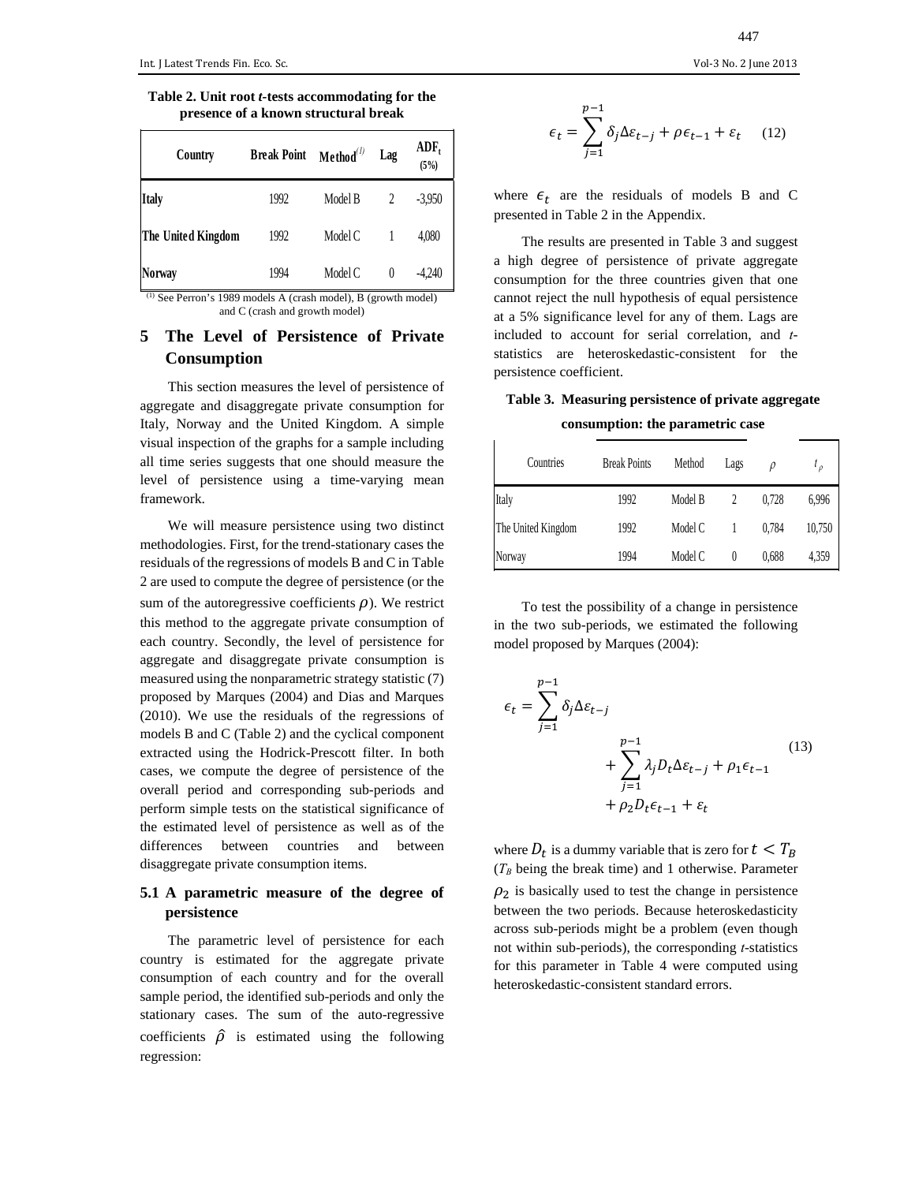**Table 2. Unit root *t*-tests accommodating for the presence of a known structural break**

| Country | Break Point | Method[(1)] | Lag | $ADF_t$ (5%) |
|---|---|---|---|---|
| Italy | 1992 | Model B | 2 | -3,950 |
| The United Kingdom | 1992 | Model C | 1 | 4,080 |
| Norway | 1994 | Model C | 0 | -4,240 |

(1) See Perron's 1989 models A (crash model), B (growth model) and C (crash and growth model)

## 5 The Level of Persistence of Private Consumption

This section measures the level of persistence of aggregate and disaggregate private consumption for Italy, Norway and the United Kingdom. A simple visual inspection of the graphs for a sample including all time series suggests that one should measure the level of persistence using a time-varying mean framework.

We will measure persistence using two distinct methodologies. First, for the trend-stationary cases the residuals of the regressions of models B and C in Table 2 are used to compute the degree of persistence (or the sum of the autoregressive coefficients $\rho$). We restrict this method to the aggregate private consumption of each country. Secondly, the level of persistence for aggregate and disaggregate private consumption is measured using the nonparametric strategy statistic (7) proposed by Marques (2004) and Dias and Marques (2010). We use the residuals of the regressions of models B and C (Table 2) and the cyclical component extracted using the Hodrick-Prescott filter. In both cases, we compute the degree of persistence of the overall period and corresponding sub-periods and perform simple tests on the statistical significance of the estimated level of persistence as well as of the differences between countries and between disaggregate private consumption items.

### 5.1 A parametric measure of the degree of persistence

The parametric level of persistence for each country is estimated for the aggregate private consumption of each country and for the overall sample period, the identified sub-periods and only the stationary cases. The sum of the auto-regressive coefficients $\hat{\rho}$ is estimated using the following regression:

$$\epsilon_t = \sum_{j=1}^{p-1} \delta_j \Delta\varepsilon_{t-j} + \rho\epsilon_{t-1} + \varepsilon_t \qquad (12)$$

where $\epsilon_t$ are the residuals of models B and C presented in Table 2 in the Appendix.

The results are presented in Table 3 and suggest a high degree of persistence of private aggregate consumption for the three countries given that one cannot reject the null hypothesis of equal persistence at a 5% significance level for any of them. Lags are included to account for serial correlation, and *t*-statistics are heteroskedastic-consistent for the persistence coefficient.

**Table 3. Measuring persistence of private aggregate consumption: the parametric case**

| Countries | Break Points | Method | Lags | $\rho$ | $t_\rho$ |
|---|---|---|---|---|---|
| Italy | 1992 | Model B | 2 | 0,728 | 6,996 |
| The United Kingdom | 1992 | Model C | 1 | 0,784 | 10,750 |
| Norway | 1994 | Model C | 0 | 0,688 | 4,359 |

To test the possibility of a change in persistence in the two sub-periods, we estimated the following model proposed by Marques (2004):

$$\epsilon_t = \sum_{j=1}^{p-1} \delta_j \Delta\varepsilon_{t-j} + \sum_{j=1}^{p-1} \lambda_j D_t \Delta\varepsilon_{t-j} + \rho_1\epsilon_{t-1} + \rho_2 D_t \epsilon_{t-1} + \varepsilon_t \qquad (13)$$

where $D_t$ is a dummy variable that is zero for $t < T_B$ ($T_B$ being the break time) and 1 otherwise. Parameter $\rho_2$ is basically used to test the change in persistence between the two periods. Because heteroskedasticity across sub-periods might be a problem (even though not within sub-periods), the corresponding *t*-statistics for this parameter in Table 4 were computed using heteroskedastic-consistent standard errors.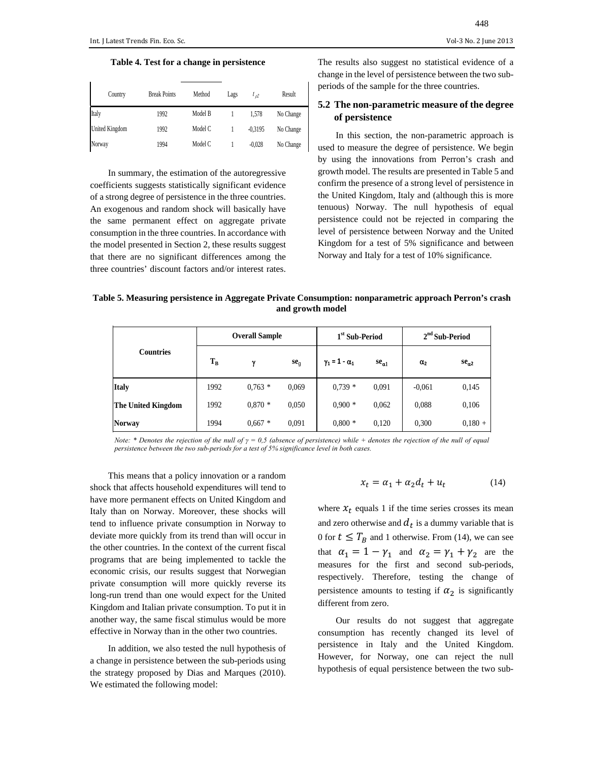**Table 4. Test for a change in persistence**

| Country | Break Points | Method | Lags | $t_{\rho 2}$ | Result |
|---|---|---|---|---|---|
| Italy | 1992 | Model B | 1 | 1,578 | No Change |
| United Kingdom | 1992 | Model C | 1 | -0,3195 | No Change |
| Norway | 1994 | Model C | 1 | -0,028 | No Change |

In summary, the estimation of the autoregressive coefficients suggests statistically significant evidence of a strong degree of persistence in the three countries. An exogenous and random shock will basically have the same permanent effect on aggregate private consumption in the three countries. In accordance with the model presented in Section 2, these results suggest that there are no significant differences among the three countries' discount factors and/or interest rates.

The results also suggest no statistical evidence of a change in the level of persistence between the two sub-periods of the sample for the three countries.

## 5.2 The non-parametric measure of the degree of persistence

In this section, the non-parametric approach is used to measure the degree of persistence. We begin by using the innovations from Perron's crash and growth model. The results are presented in Table 5 and confirm the presence of a strong level of persistence in the United Kingdom, Italy and (although this is more tenuous) Norway. The null hypothesis of equal persistence could not be rejected in comparing the level of persistence between Norway and the United Kingdom for a test of 5% significance and between Norway and Italy for a test of 10% significance.

**Table 5. Measuring persistence in Aggregate Private Consumption: nonparametric approach Perron's crash and growth model**

| Countries | Overall Sample | | | 1st Sub-Period | | 2nd Sub-Period | |
|---|---|---|---|---|---|---|---|
| | $T_B$ | $\gamma$ | $se_g$ | $\gamma_1 = 1 - \alpha_1$ | $se_{\alpha 1}$ | $\alpha_2$ | $se_{\alpha 2}$ |
| **Italy** | 1992 | 0,763 * | 0,069 | 0,739 * | 0,091 | -0,061 | 0,145 |
| **The United Kingdom** | 1992 | 0,870 * | 0,050 | 0,900 * | 0,062 | 0,088 | 0,106 |
| **Norway** | 1994 | 0,667 * | 0,091 | 0,800 * | 0,120 | 0,300 | 0,180 + |

*Note: * Denotes the rejection of the null of $\gamma = 0,5$ (absence of persistence) while + denotes the rejection of the null of equal persistence between the two sub-periods for a test of 5% significance level in both cases.*

This means that a policy innovation or a random shock that affects household expenditures will tend to have more permanent effects on United Kingdom and Italy than on Norway. Moreover, these shocks will tend to influence private consumption in Norway to deviate more quickly from its trend than will occur in the other countries. In the context of the current fiscal programs that are being implemented to tackle the economic crisis, our results suggest that Norwegian private consumption will more quickly reverse its long-run trend than one would expect for the United Kingdom and Italian private consumption. To put it in another way, the same fiscal stimulus would be more effective in Norway than in the other two countries.

In addition, we also tested the null hypothesis of a change in persistence between the sub-periods using the strategy proposed by Dias and Marques (2010). We estimated the following model:

$$x_t = \alpha_1 + \alpha_2 d_t + u_t \qquad (14)$$

where $x_t$ equals 1 if the time series crosses its mean and zero otherwise and $d_t$ is a dummy variable that is 0 for $t \leq T_B$ and 1 otherwise. From (14), we can see that $\alpha_1 = 1 - \gamma_1$ and $\alpha_2 = \gamma_1 + \gamma_2$ are the measures for the first and second sub-periods, respectively. Therefore, testing the change of persistence amounts to testing if $\alpha_2$ is significantly different from zero.

Our results do not suggest that aggregate consumption has recently changed its level of persistence in Italy and the United Kingdom. However, for Norway, one can reject the null hypothesis of equal persistence between the two sub-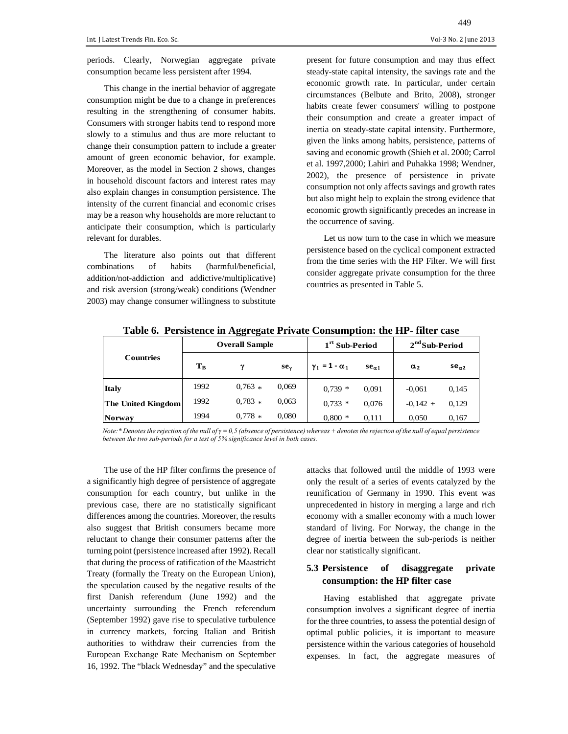periods. Clearly, Norwegian aggregate private consumption became less persistent after 1994.

This change in the inertial behavior of aggregate consumption might be due to a change in preferences resulting in the strengthening of consumer habits. Consumers with stronger habits tend to respond more slowly to a stimulus and thus are more reluctant to change their consumption pattern to include a greater amount of green economic behavior, for example. Moreover, as the model in Section 2 shows, changes in household discount factors and interest rates may also explain changes in consumption persistence. The intensity of the current financial and economic crises may be a reason why households are more reluctant to anticipate their consumption, which is particularly relevant for durables.

The literature also points out that different combinations of habits (harmful/beneficial, addition/not-addiction and addictive/multiplicative) and risk aversion (strong/weak) conditions (Wendner 2003) may change consumer willingness to substitute present for future consumption and may thus effect steady-state capital intensity, the savings rate and the economic growth rate. In particular, under certain circumstances (Belbute and Brito, 2008), stronger habits create fewer consumers' willing to postpone their consumption and create a greater impact of inertia on steady-state capital intensity. Furthermore, given the links among habits, persistence, patterns of saving and economic growth (Shieh et al. 2000; Carrol et al. 1997,2000; Lahiri and Puhakka 1998; Wendner, 2002), the presence of persistence in private consumption not only affects savings and growth rates but also might help to explain the strong evidence that economic growth significantly precedes an increase in the occurrence of saving.

Let us now turn to the case in which we measure persistence based on the cyclical component extracted from the time series with the HP Filter. We will first consider aggregate private consumption for the three countries as presented in Table 5.

**Table 6. Persistence in Aggregate Private Consumption: the HP- filter case**

| Countries | Overall Sample | | | 1[rt] Sub-Period | | 2[nd] Sub-Period | |
|---|---|---|---|---|---|---|---|
| | $T_B$ | $\gamma$ | $se_\gamma$ | $\gamma_1 = 1 - \alpha_1$ | $se_{\alpha 1}$ | $\alpha_2$ | $se_{\alpha 2}$ |
| **Italy** | 1992 | 0,763 * | 0,069 | 0,739 * | 0,091 | -0,061 | 0,145 |
| **The United Kingdom** | 1992 | 0,783 * | 0,063 | 0,733 * | 0,076 | -0,142 + | 0,129 |
| **Norway** | 1994 | 0,778 * | 0,080 | 0,800 * | 0,111 | 0,050 | 0,167 |

*Note: * Denotes the rejection of the null of $\gamma = 0,5$ (absence of persistence) whereas + denotes the rejection of the null of equal persistence between the two sub-periods for a test of 5% significance level in both cases.*

The use of the HP filter confirms the presence of a significantly high degree of persistence of aggregate consumption for each country, but unlike in the previous case, there are no statistically significant differences among the countries. Moreover, the results also suggest that British consumers became more reluctant to change their consumer patterns after the turning point (persistence increased after 1992). Recall that during the process of ratification of the Maastricht Treaty (formally the Treaty on the European Union), the speculation caused by the negative results of the first Danish referendum (June 1992) and the uncertainty surrounding the French referendum (September 1992) gave rise to speculative turbulence in currency markets, forcing Italian and British authorities to withdraw their currencies from the European Exchange Rate Mechanism on September 16, 1992. The "black Wednesday" and the speculative attacks that followed until the middle of 1993 were only the result of a series of events catalyzed by the reunification of Germany in 1990. This event was unprecedented in history in merging a large and rich economy with a smaller economy with a much lower standard of living. For Norway, the change in the degree of inertia between the sub-periods is neither clear nor statistically significant.

### 5.3 Persistence of disaggregate private consumption: the HP filter case

Having established that aggregate private consumption involves a significant degree of inertia for the three countries, to assess the potential design of optimal public policies, it is important to measure persistence within the various categories of household expenses. In fact, the aggregate measures of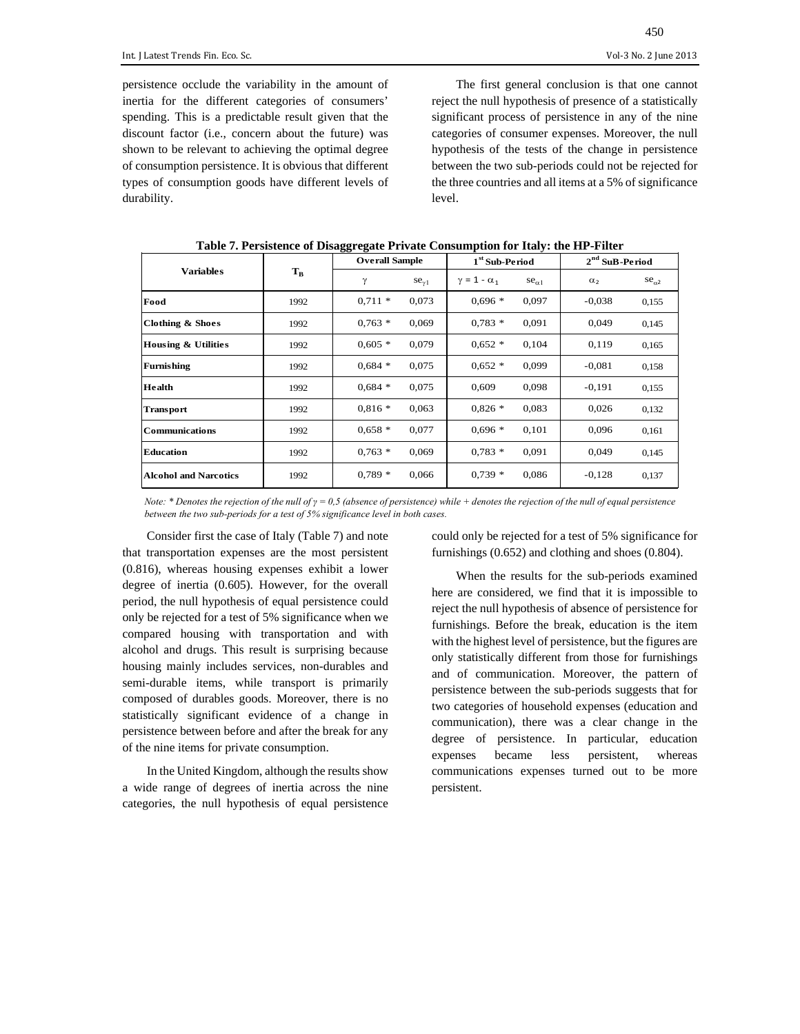persistence occlude the variability in the amount of inertia for the different categories of consumers' spending. This is a predictable result given that the discount factor (i.e., concern about the future) was shown to be relevant to achieving the optimal degree of consumption persistence. It is obvious that different types of consumption goods have different levels of durability.

The first general conclusion is that one cannot reject the null hypothesis of presence of a statistically significant process of persistence in any of the nine categories of consumer expenses. Moreover, the null hypothesis of the tests of the change in persistence between the two sub-periods could not be rejected for the three countries and all items at a 5% of significance level.

**Table 7. Persistence of Disaggregate Private Consumption for Italy: the HP-Filter**

| Variables | $T_B$ | Overall Sample | | 1st Sub-Period | | 2nd SuB-Period | |
|---|---|---|---|---|---|---|---|
| | | $\gamma$ | $se_{\gamma1}$ | $\gamma = 1 - \alpha_1$ | $se_{\alpha1}$ | $\alpha_2$ | $se_{\alpha2}$ |
| **Food** | 1992 | 0,711 * | 0,073 | 0,696 * | 0,097 | -0,038 | 0,155 |
| **Clothing & Shoes** | 1992 | 0,763 * | 0,069 | 0,783 * | 0,091 | 0,049 | 0,145 |
| **Housing & Utilities** | 1992 | 0,605 * | 0,079 | 0,652 * | 0,104 | 0,119 | 0,165 |
| **Furnishing** | 1992 | 0,684 * | 0,075 | 0,652 * | 0,099 | -0,081 | 0,158 |
| **Health** | 1992 | 0,684 * | 0,075 | 0,609 | 0,098 | -0,191 | 0,155 |
| **Transport** | 1992 | 0,816 * | 0,063 | 0,826 * | 0,083 | 0,026 | 0,132 |
| **Communications** | 1992 | 0,658 * | 0,077 | 0,696 * | 0,101 | 0,096 | 0,161 |
| **Education** | 1992 | 0,763 * | 0,069 | 0,783 * | 0,091 | 0,049 | 0,145 |
| **Alcohol and Narcotics** | 1992 | 0,789 * | 0,066 | 0,739 * | 0,086 | -0,128 | 0,137 |

*Note: * Denotes the rejection of the null of $\gamma = 0,5$ (absence of persistence) while + denotes the rejection of the null of equal persistence between the two sub-periods for a test of 5% significance level in both cases.*

Consider first the case of Italy (Table 7) and note that transportation expenses are the most persistent (0.816), whereas housing expenses exhibit a lower degree of inertia (0.605). However, for the overall period, the null hypothesis of equal persistence could only be rejected for a test of 5% significance when we compared housing with transportation and with alcohol and drugs. This result is surprising because housing mainly includes services, non-durables and semi-durable items, while transport is primarily composed of durables goods. Moreover, there is no statistically significant evidence of a change in persistence between before and after the break for any of the nine items for private consumption.

In the United Kingdom, although the results show a wide range of degrees of inertia across the nine categories, the null hypothesis of equal persistence could only be rejected for a test of 5% significance for furnishings (0.652) and clothing and shoes (0.804).

When the results for the sub-periods examined here are considered, we find that it is impossible to reject the null hypothesis of absence of persistence for furnishings. Before the break, education is the item with the highest level of persistence, but the figures are only statistically different from those for furnishings and of communication. Moreover, the pattern of persistence between the sub-periods suggests that for two categories of household expenses (education and communication), there was a clear change in the degree of persistence. In particular, education expenses became less persistent, whereas communications expenses turned out to be more persistent.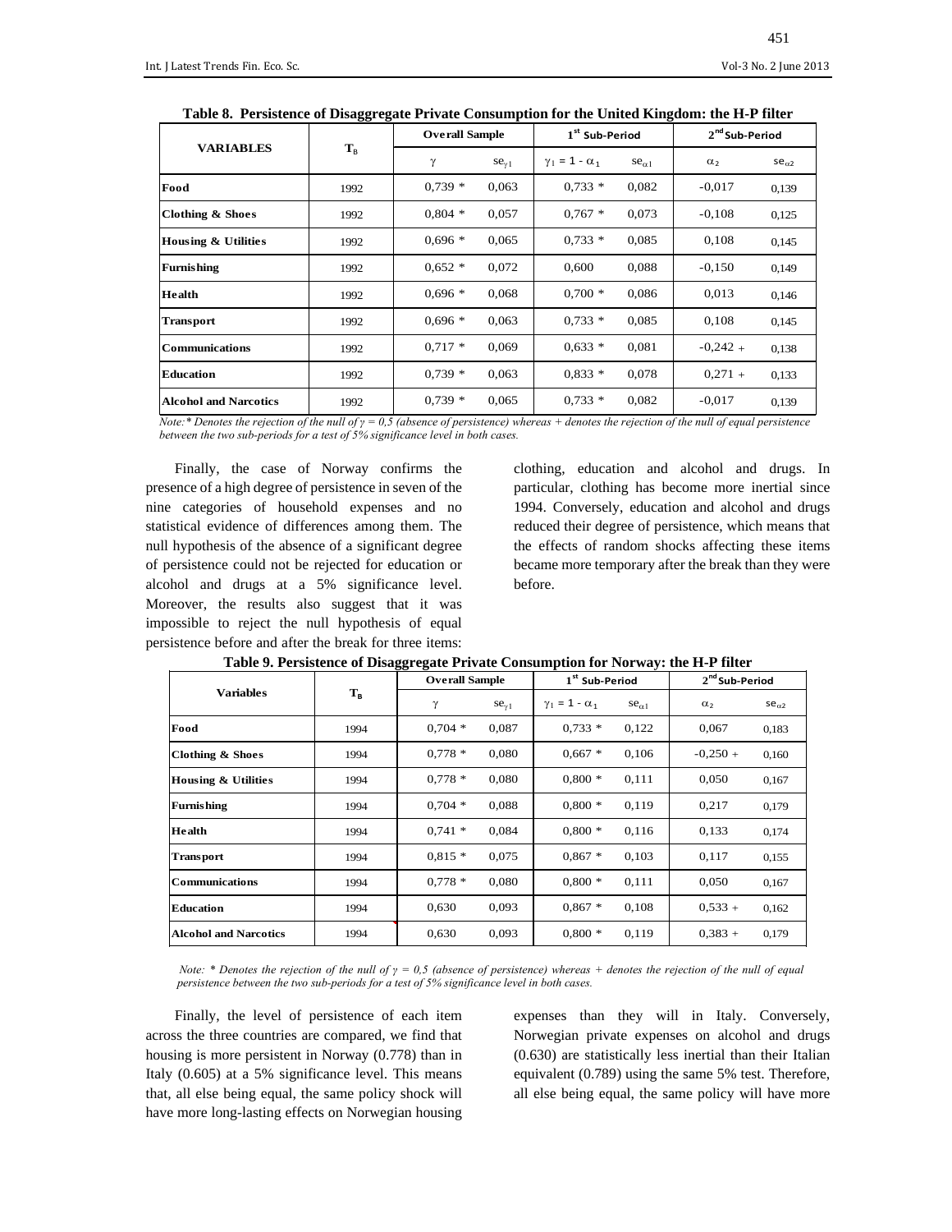**Table 8. Persistence of Disaggregate Private Consumption for the United Kingdom: the H-P filter**

| VARIABLES | $T_B$ | Overall Sample | | 1st Sub-Period | | 2nd Sub-Period | |
|---|---|---|---|---|---|---|---|
| | | $\gamma$ | $se_{\gamma 1}$ | $\gamma_1 = 1 - \alpha_1$ | $se_{\alpha 1}$ | $\alpha_2$ | $se_{\alpha 2}$ |
| **Food** | 1992 | 0,739 * | 0,063 | 0,733 * | 0,082 | -0,017 | 0,139 |
| **Clothing & Shoes** | 1992 | 0,804 * | 0,057 | 0,767 * | 0,073 | -0,108 | 0,125 |
| **Housing & Utilities** | 1992 | 0,696 * | 0,065 | 0,733 * | 0,085 | 0,108 | 0,145 |
| **Furnishing** | 1992 | 0,652 * | 0,072 | 0,600 | 0,088 | -0,150 | 0,149 |
| **Health** | 1992 | 0,696 * | 0,068 | 0,700 * | 0,086 | 0,013 | 0,146 |
| **Transport** | 1992 | 0,696 * | 0,063 | 0,733 * | 0,085 | 0,108 | 0,145 |
| **Communications** | 1992 | 0,717 * | 0,069 | 0,633 * | 0,081 | -0,242 + | 0,138 |
| **Education** | 1992 | 0,739 * | 0,063 | 0,833 * | 0,078 | 0,271 + | 0,133 |
| **Alcohol and Narcotics** | 1992 | 0,739 * | 0,065 | 0,733 * | 0,082 | -0,017 | 0,139 |

*Note:\* Denotes the rejection of the null of $\gamma = 0,5$ (absence of persistence) whereas + denotes the rejection of the null of equal persistence between the two sub-periods for a test of 5% significance level in both cases.*

Finally, the case of Norway confirms the presence of a high degree of persistence in seven of the nine categories of household expenses and no statistical evidence of differences among them. The null hypothesis of the absence of a significant degree of persistence could not be rejected for education or alcohol and drugs at a 5% significance level. Moreover, the results also suggest that it was impossible to reject the null hypothesis of equal persistence before and after the break for three items: clothing, education and alcohol and drugs. In particular, clothing has become more inertial since 1994. Conversely, education and alcohol and drugs reduced their degree of persistence, which means that the effects of random shocks affecting these items became more temporary after the break than they were before.

**Table 9. Persistence of Disaggregate Private Consumption for Norway: the H-P filter**

| Variables | $T_B$ | Overall Sample | | 1st Sub-Period | | 2nd Sub-Period | |
|---|---|---|---|---|---|---|---|
| | | $\gamma$ | $se_{\gamma 1}$ | $\gamma_1 = 1 - \alpha_1$ | $se_{\alpha 1}$ | $\alpha_2$ | $se_{\alpha 2}$ |
| **Food** | 1994 | 0,704 * | 0,087 | 0,733 * | 0,122 | 0,067 | 0,183 |
| **Clothing & Shoes** | 1994 | 0,778 * | 0,080 | 0,667 * | 0,106 | -0,250 + | 0,160 |
| **Housing & Utilities** | 1994 | 0,778 * | 0,080 | 0,800 * | 0,111 | 0,050 | 0,167 |
| **Furnishing** | 1994 | 0,704 * | 0,088 | 0,800 * | 0,119 | 0,217 | 0,179 |
| **Health** | 1994 | 0,741 * | 0,084 | 0,800 * | 0,116 | 0,133 | 0,174 |
| **Transport** | 1994 | 0,815 * | 0,075 | 0,867 * | 0,103 | 0,117 | 0,155 |
| **Communications** | 1994 | 0,778 * | 0,080 | 0,800 * | 0,111 | 0,050 | 0,167 |
| **Education** | 1994 | 0,630 | 0,093 | 0,867 * | 0,108 | 0,533 + | 0,162 |
| **Alcohol and Narcotics** | 1994 | 0,630 | 0,093 | 0,800 * | 0,119 | 0,383 + | 0,179 |

*Note: \* Denotes the rejection of the null of $\gamma = 0,5$ (absence of persistence) whereas + denotes the rejection of the null of equal persistence between the two sub-periods for a test of 5% significance level in both cases.*

Finally, the level of persistence of each item across the three countries are compared, we find that housing is more persistent in Norway (0.778) than in Italy (0.605) at a 5% significance level. This means that, all else being equal, the same policy shock will have more long-lasting effects on Norwegian housing expenses than they will in Italy. Conversely, Norwegian private expenses on alcohol and drugs (0.630) are statistically less inertial than their Italian equivalent (0.789) using the same 5% test. Therefore, all else being equal, the same policy will have more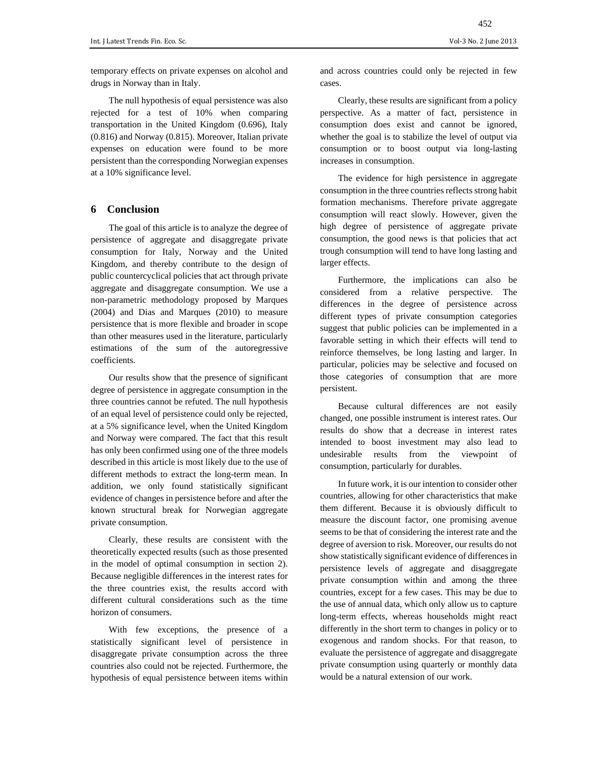temporary effects on private expenses on alcohol and drugs in Norway than in Italy.

The null hypothesis of equal persistence was also rejected for a test of 10% when comparing transportation in the United Kingdom (0.696), Italy (0.816) and Norway (0.815). Moreover, Italian private expenses on education were found to be more persistent than the corresponding Norwegian expenses at a 10% significance level.

## 6 Conclusion

The goal of this article is to analyze the degree of persistence of aggregate and disaggregate private consumption for Italy, Norway and the United Kingdom, and thereby contribute to the design of public countercyclical policies that act through private aggregate and disaggregate consumption. We use a non-parametric methodology proposed by Marques (2004) and Dias and Marques (2010) to measure persistence that is more flexible and broader in scope than other measures used in the literature, particularly estimations of the sum of the autoregressive coefficients.

Our results show that the presence of significant degree of persistence in aggregate consumption in the three countries cannot be refuted. The null hypothesis of an equal level of persistence could only be rejected, at a 5% significance level, when the United Kingdom and Norway were compared. The fact that this result has only been confirmed using one of the three models described in this article is most likely due to the use of different methods to extract the long-term mean. In addition, we only found statistically significant evidence of changes in persistence before and after the known structural break for Norwegian aggregate private consumption.

Clearly, these results are consistent with the theoretically expected results (such as those presented in the model of optimal consumption in section 2). Because negligible differences in the interest rates for the three countries exist, the results accord with different cultural considerations such as the time horizon of consumers.

With few exceptions, the presence of a statistically significant level of persistence in disaggregate private consumption across the three countries also could not be rejected. Furthermore, the hypothesis of equal persistence between items within and across countries could only be rejected in few cases.

Clearly, these results are significant from a policy perspective. As a matter of fact, persistence in consumption does exist and cannot be ignored, whether the goal is to stabilize the level of output via consumption or to boost output via long-lasting increases in consumption.

The evidence for high persistence in aggregate consumption in the three countries reflects strong habit formation mechanisms. Therefore private aggregate consumption will react slowly. However, given the high degree of persistence of aggregate private consumption, the good news is that policies that act trough consumption will tend to have long lasting and larger effects.

Furthermore, the implications can also be considered from a relative perspective. The differences in the degree of persistence across different types of private consumption categories suggest that public policies can be implemented in a favorable setting in which their effects will tend to reinforce themselves, be long lasting and larger. In particular, policies may be selective and focused on those categories of consumption that are more persistent.

Because cultural differences are not easily changed, one possible instrument is interest rates. Our results do show that a decrease in interest rates intended to boost investment may also lead to undesirable results from the viewpoint of consumption, particularly for durables.

In future work, it is our intention to consider other countries, allowing for other characteristics that make them different. Because it is obviously difficult to measure the discount factor, one promising avenue seems to be that of considering the interest rate and the degree of aversion to risk. Moreover, our results do not show statistically significant evidence of differences in persistence levels of aggregate and disaggregate private consumption within and among the three countries, except for a few cases. This may be due to the use of annual data, which only allow us to capture long-term effects, whereas households might react differently in the short term to changes in policy or to exogenous and random shocks. For that reason, to evaluate the persistence of aggregate and disaggregate private consumption using quarterly or monthly data would be a natural extension of our work.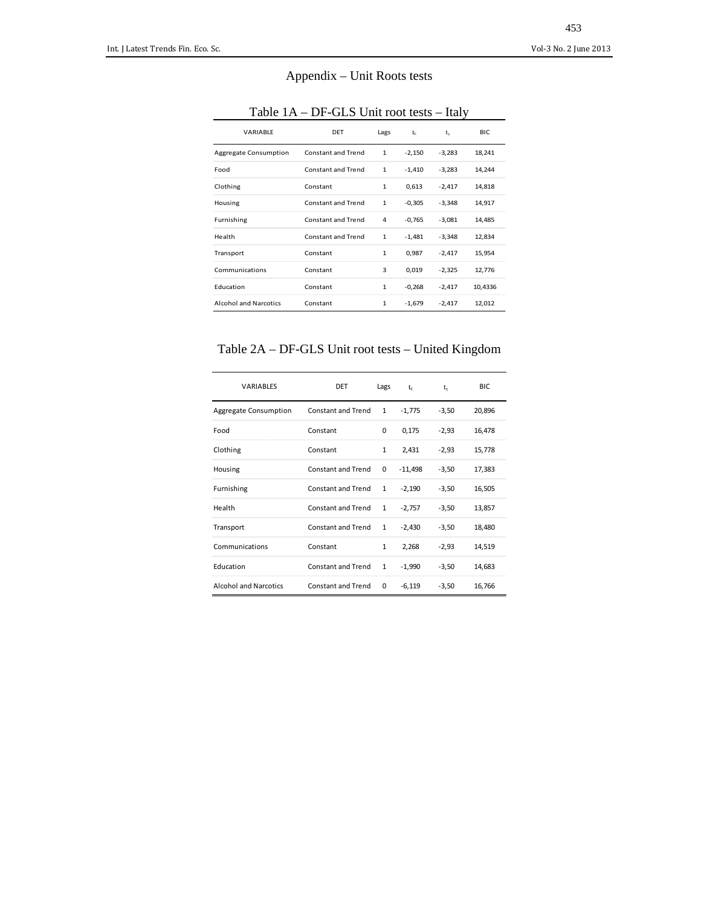# Appendix – Unit Roots tests

Table 1A – DF-GLS Unit root tests – Italy

| VARIABLE | DET | Lags | $t_c$ | $t_\tau$ | BIC |
|---|---|---|---|---|---|
| Aggregate Consumption | Constant and Trend | 1 | -2,150 | -3,283 | 18,241 |
| Food | Constant and Trend | 1 | -1,410 | -3,283 | 14,244 |
| Clothing | Constant | 1 | 0,613 | -2,417 | 14,818 |
| Housing | Constant and Trend | 1 | -0,305 | -3,348 | 14,917 |
| Furnishing | Constant and Trend | 4 | -0,765 | -3,081 | 14,485 |
| Health | Constant and Trend | 1 | -1,481 | -3,348 | 12,834 |
| Transport | Constant | 1 | 0,987 | -2,417 | 15,954 |
| Communications | Constant | 3 | 0,019 | -2,325 | 12,776 |
| Education | Constant | 1 | -0,268 | -2,417 | 10,4336 |
| Alcohol and Narcotics | Constant | 1 | -1,679 | -2,417 | 12,012 |

Table 2A – DF-GLS Unit root tests – United Kingdom

| VARIABLES | DET | Lags | $t_c$ | $t_\tau$ | BIC |
|---|---|---|---|---|---|
| Aggregate Consumption | Constant and Trend | 1 | -1,775 | -3,50 | 20,896 |
| Food | Constant | 0 | 0,175 | -2,93 | 16,478 |
| Clothing | Constant | 1 | 2,431 | -2,93 | 15,778 |
| Housing | Constant and Trend | 0 | -11,498 | -3,50 | 17,383 |
| Furnishing | Constant and Trend | 1 | -2,190 | -3,50 | 16,505 |
| Health | Constant and Trend | 1 | -2,757 | -3,50 | 13,857 |
| Transport | Constant and Trend | 1 | -2,430 | -3,50 | 18,480 |
| Communications | Constant | 1 | 2,268 | -2,93 | 14,519 |
| Education | Constant and Trend | 1 | -1,990 | -3,50 | 14,683 |
| Alcohol and Narcotics | Constant and Trend | 0 | -6,119 | -3,50 | 16,766 |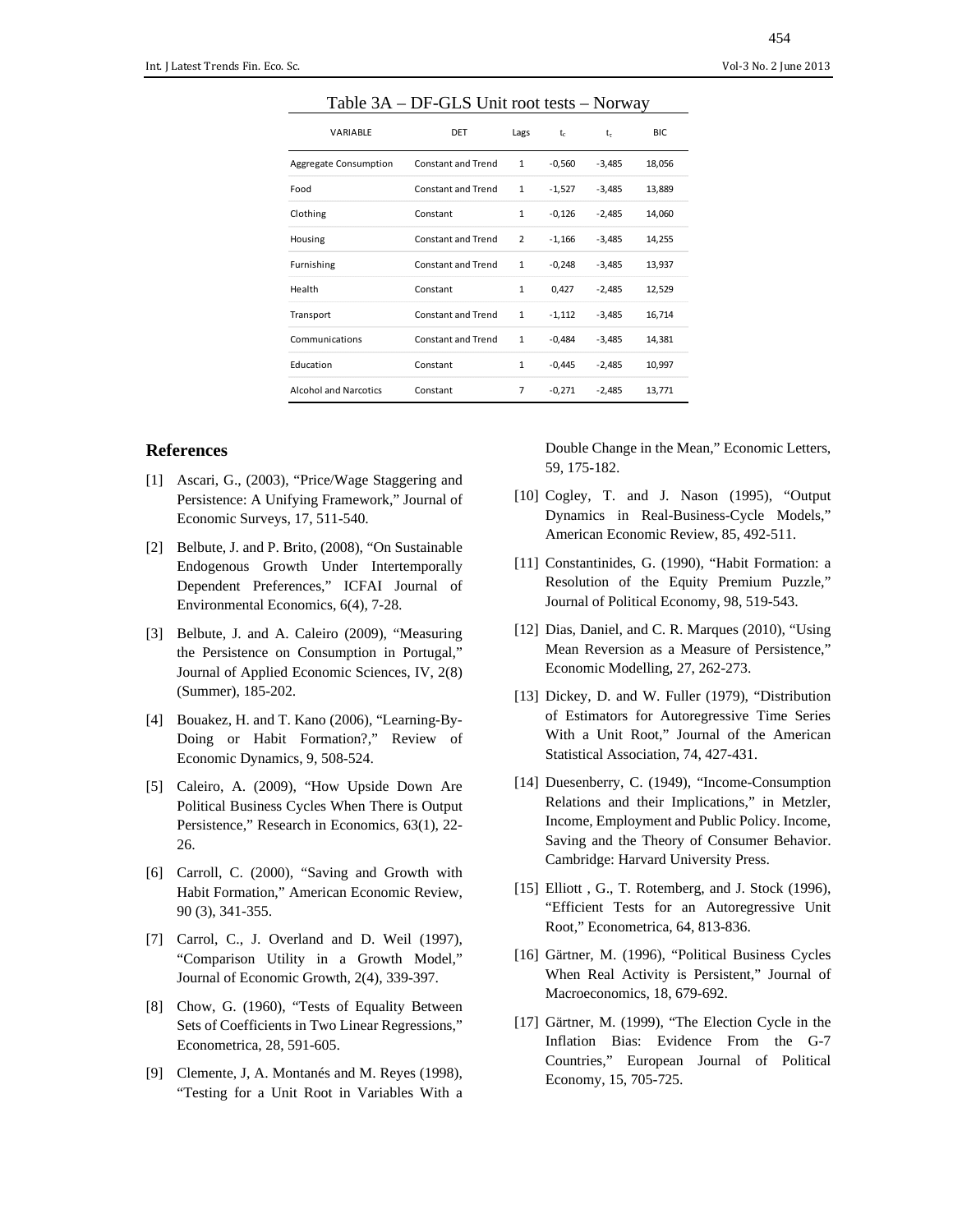Table 3A – DF-GLS Unit root tests – Norway

| VARIABLE | DET | Lags | $t_c$ | $t_\tau$ | BIC |
|---|---|---|---|---|---|
| Aggregate Consumption | Constant and Trend | 1 | -0,560 | -3,485 | 18,056 |
| Food | Constant and Trend | 1 | -1,527 | -3,485 | 13,889 |
| Clothing | Constant | 1 | -0,126 | -2,485 | 14,060 |
| Housing | Constant and Trend | 2 | -1,166 | -3,485 | 14,255 |
| Furnishing | Constant and Trend | 1 | -0,248 | -3,485 | 13,937 |
| Health | Constant | 1 | 0,427 | -2,485 | 12,529 |
| Transport | Constant and Trend | 1 | -1,112 | -3,485 | 16,714 |
| Communications | Constant and Trend | 1 | -0,484 | -3,485 | 14,381 |
| Education | Constant | 1 | -0,445 | -2,485 | 10,997 |
| Alcohol and Narcotics | Constant | 7 | -0,271 | -2,485 | 13,771 |

## References

[1] Ascari, G., (2003), "Price/Wage Staggering and Persistence: A Unifying Framework," Journal of Economic Surveys, 17, 511-540.

[2] Belbute, J. and P. Brito, (2008), "On Sustainable Endogenous Growth Under Intertemporally Dependent Preferences," ICFAI Journal of Environmental Economics, 6(4), 7-28.

[3] Belbute, J. and A. Caleiro (2009), "Measuring the Persistence on Consumption in Portugal," Journal of Applied Economic Sciences, IV, 2(8) (Summer), 185-202.

[4] Bouakez, H. and T. Kano (2006), "Learning-By-Doing or Habit Formation?," Review of Economic Dynamics, 9, 508-524.

[5] Caleiro, A. (2009), "How Upside Down Are Political Business Cycles When There is Output Persistence," Research in Economics, 63(1), 22-26.

[6] Carroll, C. (2000), "Saving and Growth with Habit Formation," American Economic Review, 90 (3), 341-355.

[7] Carrol, C., J. Overland and D. Weil (1997), "Comparison Utility in a Growth Model," Journal of Economic Growth, 2(4), 339-397.

[8] Chow, G. (1960), "Tests of Equality Between Sets of Coefficients in Two Linear Regressions," Econometrica, 28, 591-605.

[9] Clemente, J, A. Montanés and M. Reyes (1998), "Testing for a Unit Root in Variables With a Double Change in the Mean," Economic Letters, 59, 175-182.

[10] Cogley, T. and J. Nason (1995), "Output Dynamics in Real-Business-Cycle Models," American Economic Review, 85, 492-511.

[11] Constantinides, G. (1990), "Habit Formation: a Resolution of the Equity Premium Puzzle," Journal of Political Economy, 98, 519-543.

[12] Dias, Daniel, and C. R. Marques (2010), "Using Mean Reversion as a Measure of Persistence," Economic Modelling, 27, 262-273.

[13] Dickey, D. and W. Fuller (1979), "Distribution of Estimators for Autoregressive Time Series With a Unit Root," Journal of the American Statistical Association, 74, 427-431.

[14] Duesenberry, C. (1949), "Income-Consumption Relations and their Implications," in Metzler, Income, Employment and Public Policy. Income, Saving and the Theory of Consumer Behavior. Cambridge: Harvard University Press.

[15] Elliott , G., T. Rotemberg, and J. Stock (1996), "Efficient Tests for an Autoregressive Unit Root," Econometrica, 64, 813-836.

[16] Gärtner, M. (1996), "Political Business Cycles When Real Activity is Persistent," Journal of Macroeconomics, 18, 679-692.

[17] Gärtner, M. (1999), "The Election Cycle in the Inflation Bias: Evidence From the G-7 Countries," European Journal of Political Economy, 15, 705-725.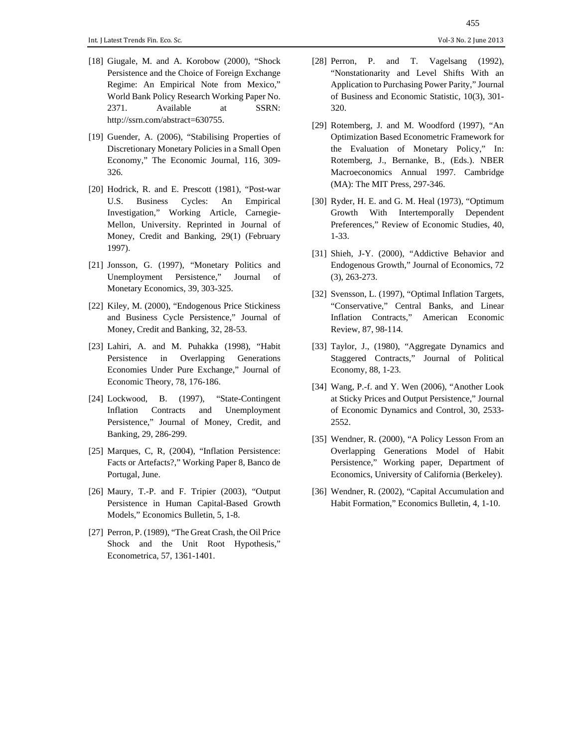[18] Giugale, M. and A. Korobow (2000), "Shock Persistence and the Choice of Foreign Exchange Regime: An Empirical Note from Mexico," World Bank Policy Research Working Paper No. 2371. Available at SSRN: http://ssrn.com/abstract=630755.

[19] Guender, A. (2006), "Stabilising Properties of Discretionary Monetary Policies in a Small Open Economy," The Economic Journal, 116, 309-326.

[20] Hodrick, R. and E. Prescott (1981), "Post-war U.S. Business Cycles: An Empirical Investigation," Working Article, Carnegie-Mellon, University. Reprinted in Journal of Money, Credit and Banking, 29(1) (February 1997).

[21] Jonsson, G. (1997), "Monetary Politics and Unemployment Persistence," Journal of Monetary Economics, 39, 303-325.

[22] Kiley, M. (2000), "Endogenous Price Stickiness and Business Cycle Persistence," Journal of Money, Credit and Banking, 32, 28-53.

[23] Lahiri, A. and M. Puhakka (1998), "Habit Persistence in Overlapping Generations Economies Under Pure Exchange," Journal of Economic Theory, 78, 176-186.

[24] Lockwood, B. (1997), "State-Contingent Inflation Contracts and Unemployment Persistence," Journal of Money, Credit, and Banking, 29, 286-299.

[25] Marques, C, R, (2004), "Inflation Persistence: Facts or Artefacts?," Working Paper 8, Banco de Portugal, June.

[26] Maury, T.-P. and F. Tripier (2003), "Output Persistence in Human Capital-Based Growth Models," Economics Bulletin, 5, 1-8.

[27] Perron, P. (1989), "The Great Crash, the Oil Price Shock and the Unit Root Hypothesis," Econometrica, 57, 1361-1401.

[28] Perron, P. and T. Vagelsang (1992), "Nonstationarity and Level Shifts With an Application to Purchasing Power Parity," Journal of Business and Economic Statistic, 10(3), 301-320.

[29] Rotemberg, J. and M. Woodford (1997), "An Optimization Based Econometric Framework for the Evaluation of Monetary Policy," In: Rotemberg, J., Bernanke, B., (Eds.). NBER Macroeconomics Annual 1997. Cambridge (MA): The MIT Press, 297-346.

[30] Ryder, H. E. and G. M. Heal (1973), "Optimum Growth With Intertemporally Dependent Preferences," Review of Economic Studies, 40, 1-33.

[31] Shieh, J-Y. (2000), "Addictive Behavior and Endogenous Growth," Journal of Economics, 72 (3), 263-273.

[32] Svensson, L. (1997), "Optimal Inflation Targets, "Conservative," Central Banks, and Linear Inflation Contracts," American Economic Review, 87, 98-114.

[33] Taylor, J., (1980), "Aggregate Dynamics and Staggered Contracts," Journal of Political Economy, 88, 1-23.

[34] Wang, P.-f. and Y. Wen (2006), "Another Look at Sticky Prices and Output Persistence," Journal of Economic Dynamics and Control, 30, 2533-2552.

[35] Wendner, R. (2000), "A Policy Lesson From an Overlapping Generations Model of Habit Persistence," Working paper, Department of Economics, University of California (Berkeley).

[36] Wendner, R. (2002), "Capital Accumulation and Habit Formation," Economics Bulletin, 4, 1-10.